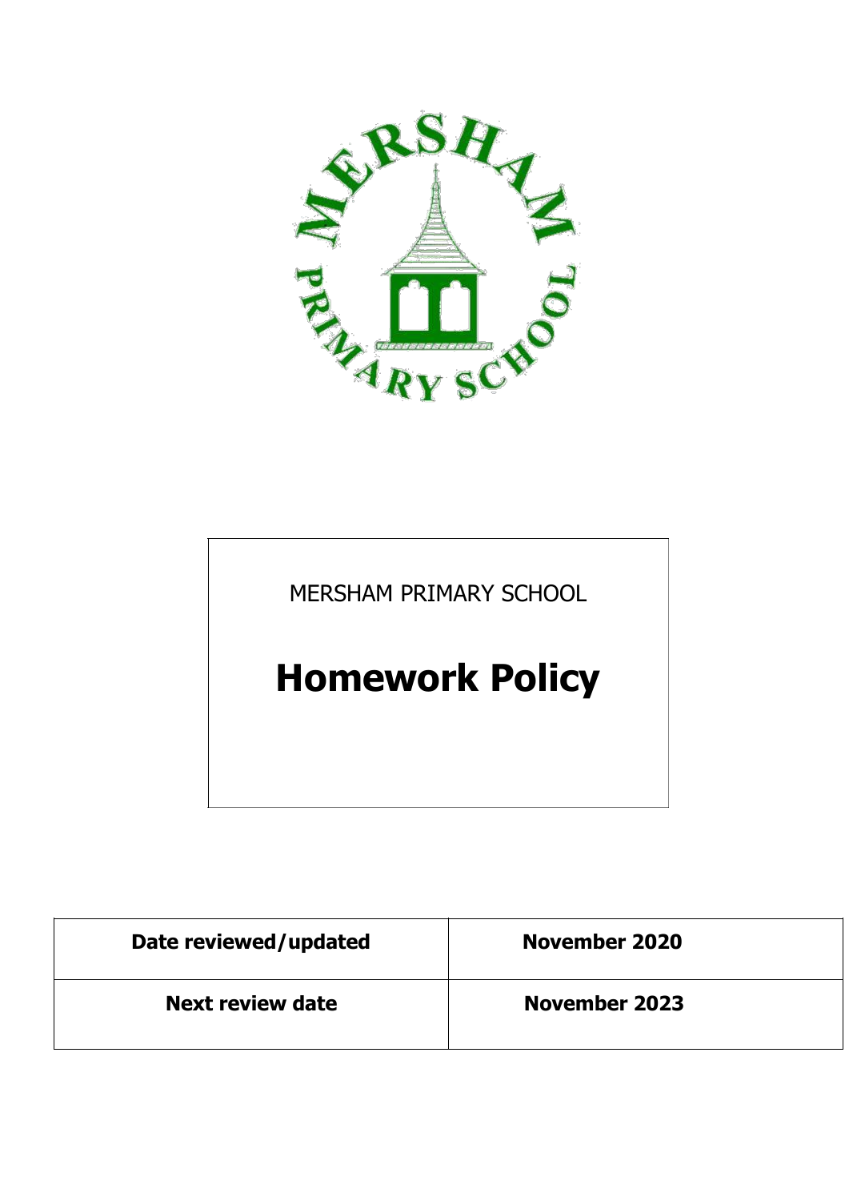MERSHAM PRIMARY SCHOOL

# Homework Policy

| Date reviewed/updated | November 2020 |
| --- | --- |
| Next review date | November 2023 |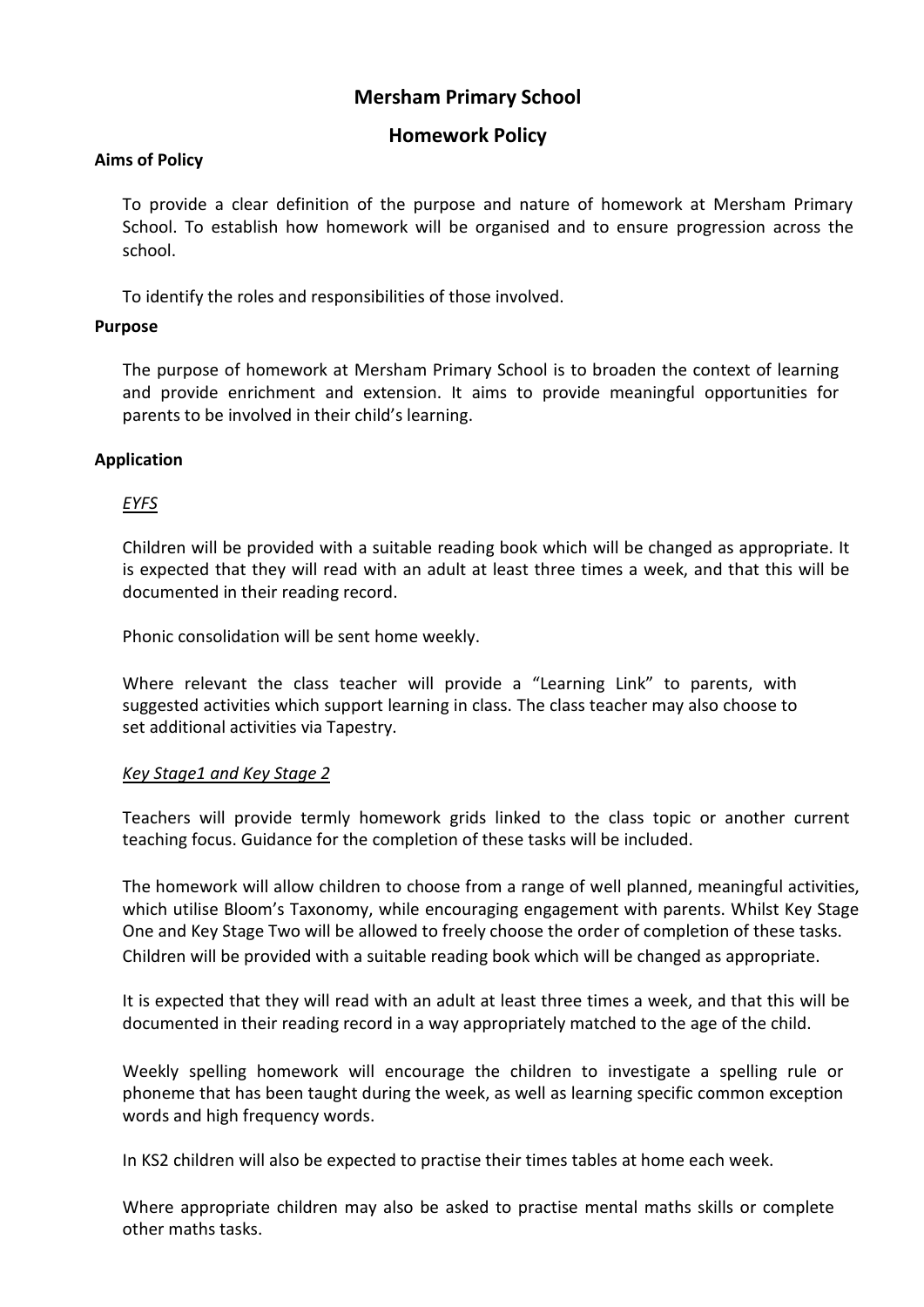# Mersham Primary School

## Homework Policy

**Aims of Policy**

To provide a clear definition of the purpose and nature of homework at Mersham Primary School. To establish how homework will be organised and to ensure progression across the school.

To identify the roles and responsibilities of those involved.

**Purpose**

The purpose of homework at Mersham Primary School is to broaden the context of learning and provide enrichment and extension. It aims to provide meaningful opportunities for parents to be involved in their child's learning.

**Application**

*EYFS*

Children will be provided with a suitable reading book which will be changed as appropriate. It is expected that they will read with an adult at least three times a week, and that this will be documented in their reading record.

Phonic consolidation will be sent home weekly.

Where relevant the class teacher will provide a "Learning Link" to parents, with suggested activities which support learning in class. The class teacher may also choose to set additional activities via Tapestry.

*Key Stage1 and Key Stage 2*

Teachers will provide termly homework grids linked to the class topic or another current teaching focus. Guidance for the completion of these tasks will be included.

The homework will allow children to choose from a range of well planned, meaningful activities, which utilise Bloom's Taxonomy, while encouraging engagement with parents. Whilst Key Stage One and Key Stage Two will be allowed to freely choose the order of completion of these tasks. Children will be provided with a suitable reading book which will be changed as appropriate.

It is expected that they will read with an adult at least three times a week, and that this will be documented in their reading record in a way appropriately matched to the age of the child.

Weekly spelling homework will encourage the children to investigate a spelling rule or phoneme that has been taught during the week, as well as learning specific common exception words and high frequency words.

In KS2 children will also be expected to practise their times tables at home each week.

Where appropriate children may also be asked to practise mental maths skills or complete other maths tasks.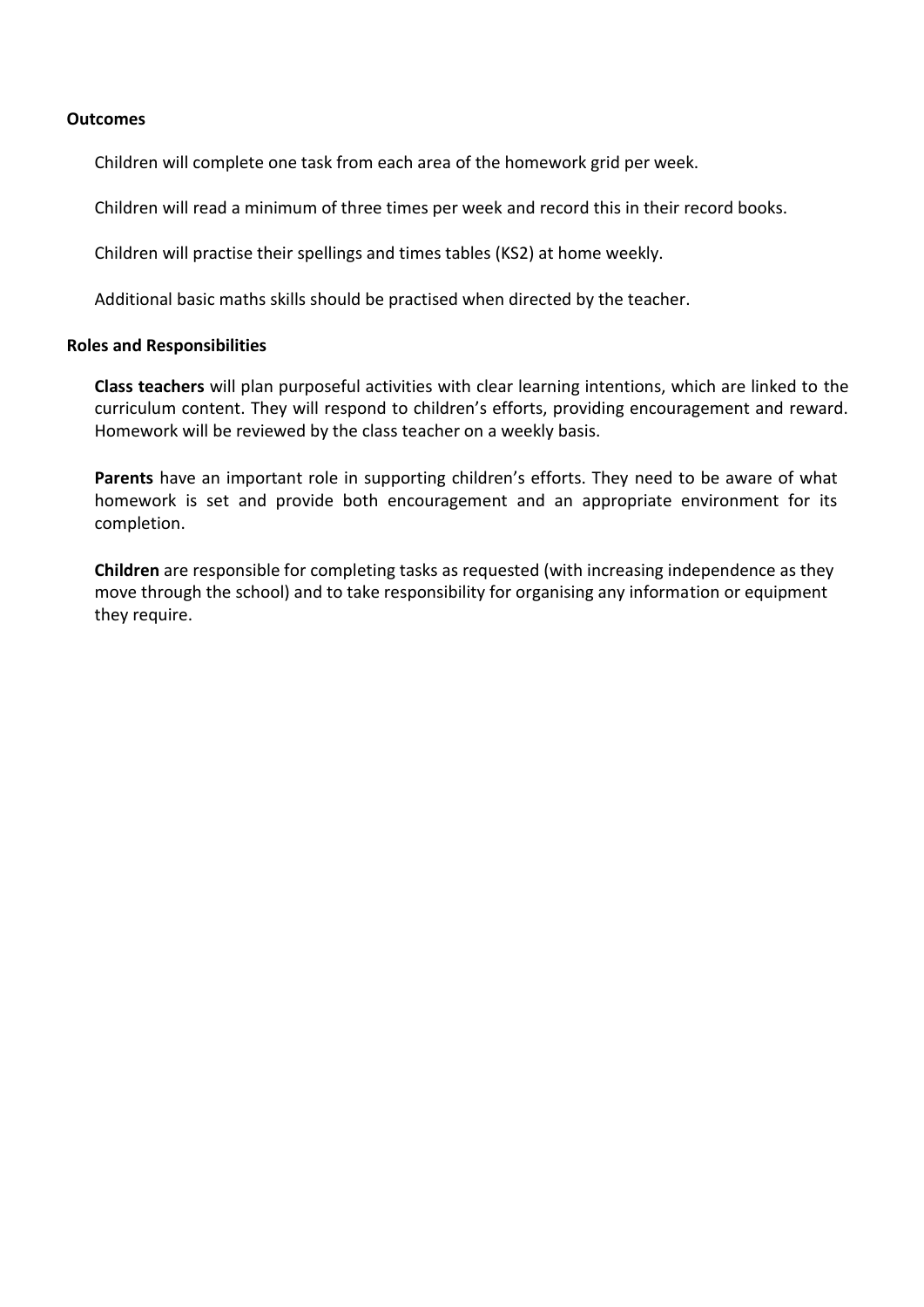**Outcomes**

Children will complete one task from each area of the homework grid per week.

Children will read a minimum of three times per week and record this in their record books.

Children will practise their spellings and times tables (KS2) at home weekly.

Additional basic maths skills should be practised when directed by the teacher.

**Roles and Responsibilities**

**Class teachers** will plan purposeful activities with clear learning intentions, which are linked to the curriculum content. They will respond to children's efforts, providing encouragement and reward. Homework will be reviewed by the class teacher on a weekly basis.

**Parents** have an important role in supporting children's efforts. They need to be aware of what homework is set and provide both encouragement and an appropriate environment for its completion.

**Children** are responsible for completing tasks as requested (with increasing independence as they move through the school) and to take responsibility for organising any information or equipment they require.